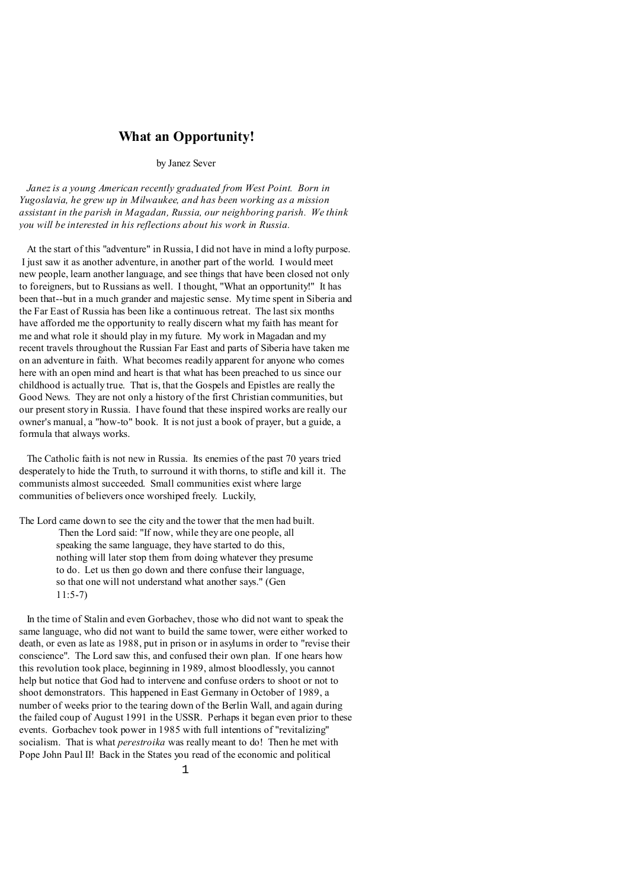# What an Opportunity!

by Janez Sever

*Janez is a young American recently graduated from West Point. Born in Yugoslavia, he grew up in Milwaukee, and has been working as a mission assistant in the parish in Magadan, Russia, our neighboring parish. We think you will be interested in his reflections about his work in Russia.*

At the start of this "adventure" in Russia, I did not have in mind a lofty purpose. I just saw it as another adventure, in another part of the world. I would meet new people, learn another language, and see things that have been closed not only to foreigners, but to Russians as well. I thought, "What an opportunity!" It has been that--but in a much grander and majestic sense. My time spent in Siberia and the Far East of Russia has been like a continuous retreat. The last six months have afforded me the opportunity to really discern what my faith has meant for me and what role it should play in my future. My work in Magadan and my recent travels throughout the Russian Far East and parts of Siberia have taken me on an adventure in faith. What becomes readily apparent for anyone who comes here with an open mind and heart is that what has been preached to us since our childhood is actually true. That is, that the Gospels and Epistles are really the Good News. They are not only a history of the first Christian communities, but our present story in Russia. I have found that these inspired works are really our owner's manual, a "how-to" book. It is not just a book of prayer, but a guide, a formula that always works.

The Catholic faith is not new in Russia. Its enemies of the past 70 years tried desperately to hide the Truth, to surround it with thorns, to stifle and kill it. The communists almost succeeded. Small communities exist where large communities of believers once worshiped freely. Luckily,

> The Lord came down to see the city and the tower that the men had built. Then the Lord said: "If now, while they are one people, all speaking the same language, they have started to do this, nothing will later stop them from doing whatever they presume to do. Let us then go down and there confuse their language, so that one will not understand what another says." (Gen 11:5-7)

In the time of Stalin and even Gorbachev, those who did not want to speak the same language, who did not want to build the same tower, were either worked to death, or even as late as 1988, put in prison or in asylums in order to "revise their conscience". The Lord saw this, and confused their own plan. If one hears how this revolution took place, beginning in 1989, almost bloodlessly, you cannot help but notice that God had to intervene and confuse orders to shoot or not to shoot demonstrators. This happened in East Germany in October of 1989, a number of weeks prior to the tearing down of the Berlin Wall, and again during the failed coup of August 1991 in the USSR. Perhaps it began even prior to these events. Gorbachev took power in 1985 with full intentions of "revitalizing" socialism. That is what *perestroika* was really meant to do! Then he met with Pope John Paul II! Back in the States you read of the economic and political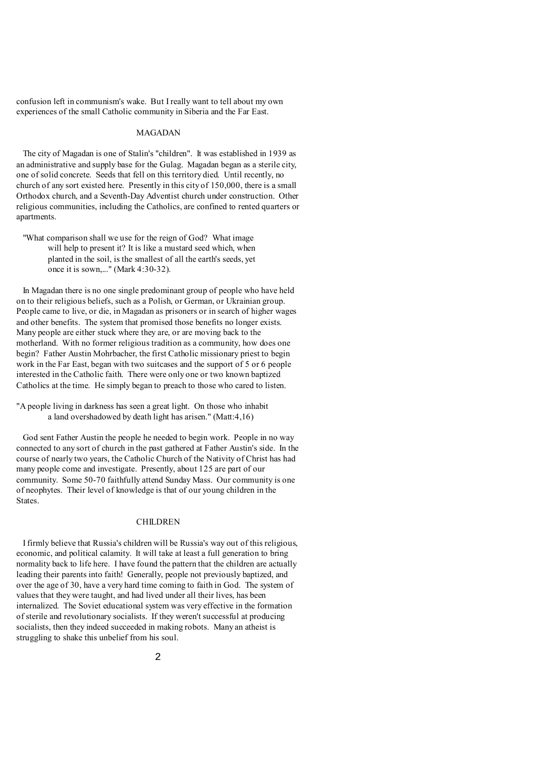confusion left in communism's wake. But I really want to tell about my own experiences of the small Catholic community in Siberia and the Far East.

## MAGADAN

The city of Magadan is one of Stalin's "children". It was established in 1939 as an administrative and supply base for the Gulag. Magadan began as a sterile city, one of solid concrete. Seeds that fell on this territory died. Until recently, no church of any sort existed here. Presently in this city of 150,000, there is a small Orthodox church, and a Seventh-Day Adventist church under construction. Other religious communities, including the Catholics, are confined to rented quarters or apartments.

> "What comparison shall we use for the reign of God? What image will help to present it? It is like a mustard seed which, when planted in the soil, is the smallest of all the earth's seeds, yet once it is sown,..." (Mark 4:30-32).

In Magadan there is no one single predominant group of people who have held on to their religious beliefs, such as a Polish, or German, or Ukrainian group. People came to live, or die, in Magadan as prisoners or in search of higher wages and other benefits. The system that promised those benefits no longer exists. Many people are either stuck where they are, or are moving back to the motherland. With no former religious tradition as a community, how does one begin? Father Austin Mohrbacher, the first Catholic missionary priest to begin work in the Far East, began with two suitcases and the support of 5 or 6 people interested in the Catholic faith. There were only one or two known baptized Catholics at the time. He simply began to preach to those who cared to listen.

> "A people living in darkness has seen a great light. On those who inhabit a land overshadowed by death light has arisen." (Matt:4,16)

God sent Father Austin the people he needed to begin work. People in no way connected to any sort of church in the past gathered at Father Austin's side. In the course of nearly two years, the Catholic Church of the Nativity of Christ has had many people come and investigate. Presently, about 125 are part of our community. Some 50-70 faithfully attend Sunday Mass. Our community is one of neophytes. Their level of knowledge is that of our young children in the States.

## CHILDREN

I firmly believe that Russia's children will be Russia's way out of this religious, economic, and political calamity. It will take at least a full generation to bring normality back to life here. I have found the pattern that the children are actually leading their parents into faith! Generally, people not previously baptized, and over the age of 30, have a very hard time coming to faith in God. The system of values that they were taught, and had lived under all their lives, has been internalized. The Soviet educational system was very effective in the formation of sterile and revolutionary socialists. If they weren't successful at producing socialists, then they indeed succeeded in making robots. Many an atheist is struggling to shake this unbelief from his soul.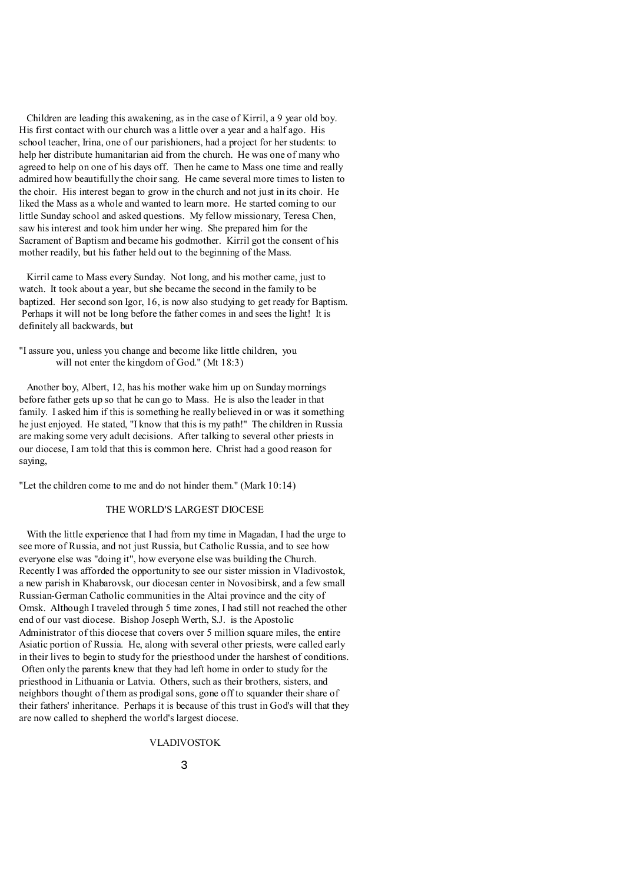Children are leading this awakening, as in the case of Kirril, a 9 year old boy. His first contact with our church was a little over a year and a half ago. His school teacher, Irina, one of our parishioners, had a project for her students: to help her distribute humanitarian aid from the church. He was one of many who agreed to help on one of his days off. Then he came to Mass one time and really admired how beautifully the choir sang. He came several more times to listen to the choir. His interest began to grow in the church and not just in its choir. He liked the Mass as a whole and wanted to learn more. He started coming to our little Sunday school and asked questions. My fellow missionary, Teresa Chen, saw his interest and took him under her wing. She prepared him for the Sacrament of Baptism and became his godmother. Kirril got the consent of his mother readily, but his father held out to the beginning of the Mass.

Kirril came to Mass every Sunday. Not long, and his mother came, just to watch. It took about a year, but she became the second in the family to be baptized. Her second son Igor, 16, is now also studying to get ready for Baptism. Perhaps it will not be long before the father comes in and sees the light! It is definitely all backwards, but

"I assure you, unless you change and become like little children, you will not enter the kingdom of God." (Mt 18:3)

Another boy, Albert, 12, has his mother wake him up on Sunday mornings before father gets up so that he can go to Mass. He is also the leader in that family. I asked him if this is something he really believed in or was it something he just enjoyed. He stated, "I know that this is my path!" The children in Russia are making some very adult decisions. After talking to several other priests in our diocese, I am told that this is common here. Christ had a good reason for saying,

"Let the children come to me and do not hinder them." (Mark 10:14)

## THE WORLD'S LARGEST DIOCESE

With the little experience that I had from my time in Magadan, I had the urge to see more of Russia, and not just Russia, but Catholic Russia, and to see how everyone else was "doing it", how everyone else was building the Church. Recently I was afforded the opportunity to see our sister mission in Vladivostok, a new parish in Khabarovsk, our diocesan center in Novosibirsk, and a few small Russian-German Catholic communities in the Altai province and the city of Omsk. Although I traveled through 5 time zones, I had still not reached the other end of our vast diocese. Bishop Joseph Werth, S.J. is the Apostolic Administrator of this diocese that covers over 5 million square miles, the entire Asiatic portion of Russia. He, along with several other priests, were called early in their lives to begin to study for the priesthood under the harshest of conditions. Often only the parents knew that they had left home in order to study for the priesthood in Lithuania or Latvia. Others, such as their brothers, sisters, and neighbors thought of them as prodigal sons, gone off to squander their share of their fathers' inheritance. Perhaps it is because of this trust in God's will that they are now called to shepherd the world's largest diocese.

## VLADIVOSTOK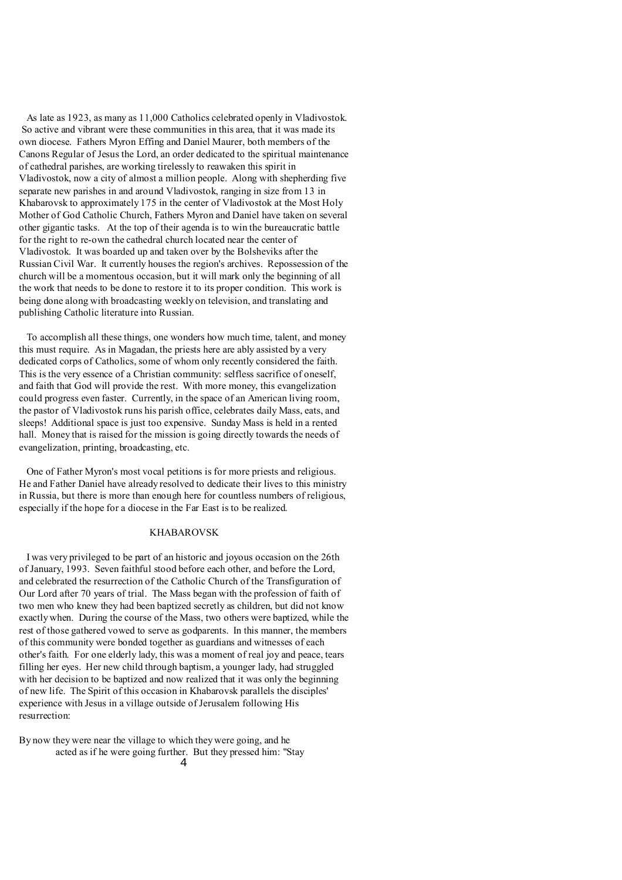As late as 1923, as many as 11,000 Catholics celebrated openly in Vladivostok. So active and vibrant were these communities in this area, that it was made its own diocese. Fathers Myron Effing and Daniel Maurer, both members of the Canons Regular of Jesus the Lord, an order dedicated to the spiritual maintenance of cathedral parishes, are working tirelessly to reawaken this spirit in Vladivostok, now a city of almost a million people. Along with shepherding five separate new parishes in and around Vladivostok, ranging in size from 13 in Khabarovsk to approximately 175 in the center of Vladivostok at the Most Holy Mother of God Catholic Church, Fathers Myron and Daniel have taken on several other gigantic tasks. At the top of their agenda is to win the bureaucratic battle for the right to re-own the cathedral church located near the center of Vladivostok. It was boarded up and taken over by the Bolsheviks after the Russian Civil War. It currently houses the region's archives. Repossession of the church will be a momentous occasion, but it will mark only the beginning of all the work that needs to be done to restore it to its proper condition. This work is being done along with broadcasting weekly on television, and translating and publishing Catholic literature into Russian.

To accomplish all these things, one wonders how much time, talent, and money this must require. As in Magadan, the priests here are ably assisted by a very dedicated corps of Catholics, some of whom only recently considered the faith. This is the very essence of a Christian community: selfless sacrifice of oneself, and faith that God will provide the rest. With more money, this evangelization could progress even faster. Currently, in the space of an American living room, the pastor of Vladivostok runs his parish office, celebrates daily Mass, eats, and sleeps! Additional space is just too expensive. Sunday Mass is held in a rented hall. Money that is raised for the mission is going directly towards the needs of evangelization, printing, broadcasting, etc.

One of Father Myron's most vocal petitions is for more priests and religious. He and Father Daniel have already resolved to dedicate their lives to this ministry in Russia, but there is more than enough here for countless numbers of religious, especially if the hope for a diocese in the Far East is to be realized.

## KHABAROVSK

I was very privileged to be part of an historic and joyous occasion on the 26th of January, 1993. Seven faithful stood before each other, and before the Lord, and celebrated the resurrection of the Catholic Church of the Transfiguration of Our Lord after 70 years of trial. The Mass began with the profession of faith of two men who knew they had been baptized secretly as children, but did not know exactly when. During the course of the Mass, two others were baptized, while the rest of those gathered vowed to serve as godparents. In this manner, the members of this community were bonded together as guardians and witnesses of each other's faith. For one elderly lady, this was a moment of real joy and peace, tears filling her eyes. Her new child through baptism, a younger lady, had struggled with her decision to be baptized and now realized that it was only the beginning of new life. The Spirit of this occasion in Khabarovsk parallels the disciples' experience with Jesus in a village outside of Jerusalem following His resurrection:

By now they were near the village to which they were going, and he acted as if he were going further. But they pressed him: "Stay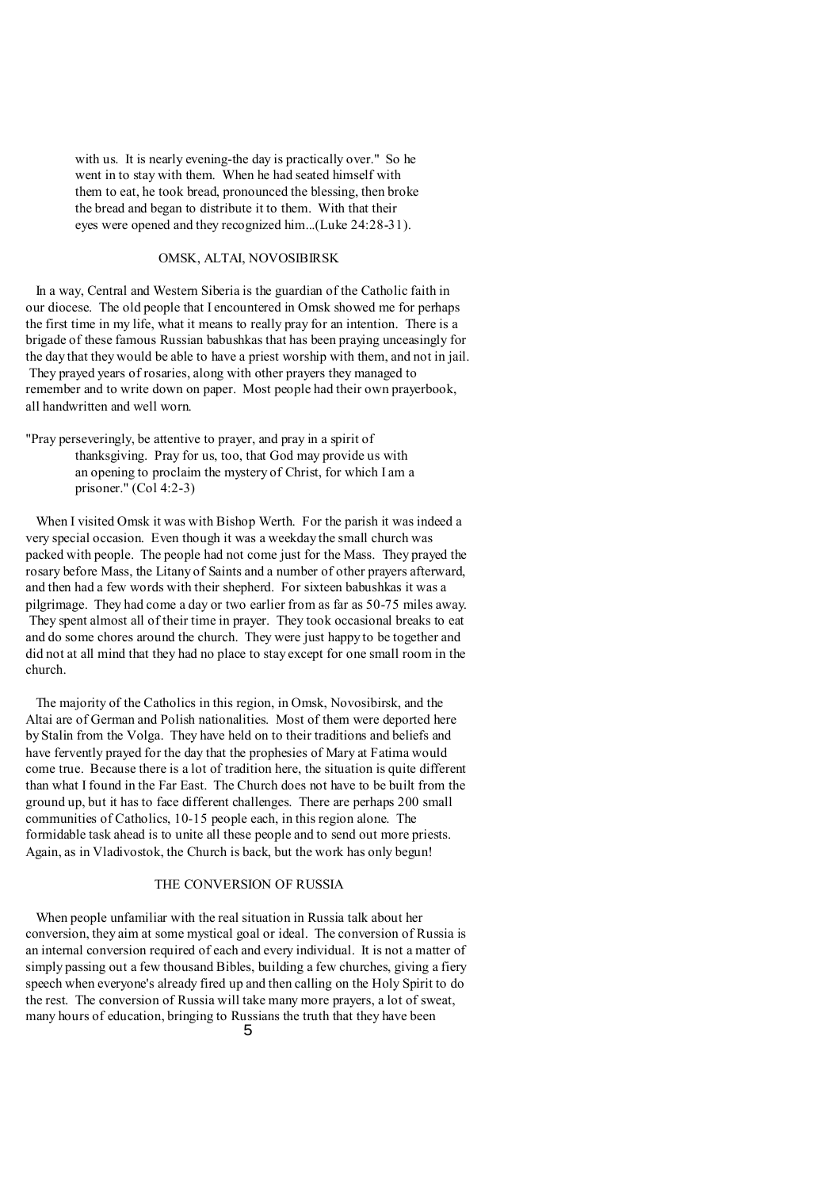> with us. It is nearly evening-the day is practically over." So he went in to stay with them. When he had seated himself with them to eat, he took bread, pronounced the blessing, then broke the bread and began to distribute it to them. With that their eyes were opened and they recognized him...(Luke 24:28-31).

## OMSK, ALTAI, NOVOSIBIRSK

In a way, Central and Western Siberia is the guardian of the Catholic faith in our diocese. The old people that I encountered in Omsk showed me for perhaps the first time in my life, what it means to really pray for an intention. There is a brigade of these famous Russian babushkas that has been praying unceasingly for the day that they would be able to have a priest worship with them, and not in jail. They prayed years of rosaries, along with other prayers they managed to remember and to write down on paper. Most people had their own prayerbook, all handwritten and well worn.

> "Pray perseveringly, be attentive to prayer, and pray in a spirit of thanksgiving. Pray for us, too, that God may provide us with an opening to proclaim the mystery of Christ, for which I am a prisoner." (Col 4:2-3)

When I visited Omsk it was with Bishop Werth. For the parish it was indeed a very special occasion. Even though it was a weekday the small church was packed with people. The people had not come just for the Mass. They prayed the rosary before Mass, the Litany of Saints and a number of other prayers afterward, and then had a few words with their shepherd. For sixteen babushkas it was a pilgrimage. They had come a day or two earlier from as far as 50-75 miles away. They spent almost all of their time in prayer. They took occasional breaks to eat and do some chores around the church. They were just happy to be together and did not at all mind that they had no place to stay except for one small room in the church.

The majority of the Catholics in this region, in Omsk, Novosibirsk, and the Altai are of German and Polish nationalities. Most of them were deported here by Stalin from the Volga. They have held on to their traditions and beliefs and have fervently prayed for the day that the prophesies of Mary at Fatima would come true. Because there is a lot of tradition here, the situation is quite different than what I found in the Far East. The Church does not have to be built from the ground up, but it has to face different challenges. There are perhaps 200 small communities of Catholics, 10-15 people each, in this region alone. The formidable task ahead is to unite all these people and to send out more priests. Again, as in Vladivostok, the Church is back, but the work has only begun!

## THE CONVERSION OF RUSSIA

When people unfamiliar with the real situation in Russia talk about her conversion, they aim at some mystical goal or ideal. The conversion of Russia is an internal conversion required of each and every individual. It is not a matter of simply passing out a few thousand Bibles, building a few churches, giving a fiery speech when everyone's already fired up and then calling on the Holy Spirit to do the rest. The conversion of Russia will take many more prayers, a lot of sweat, many hours of education, bringing to Russians the truth that they have been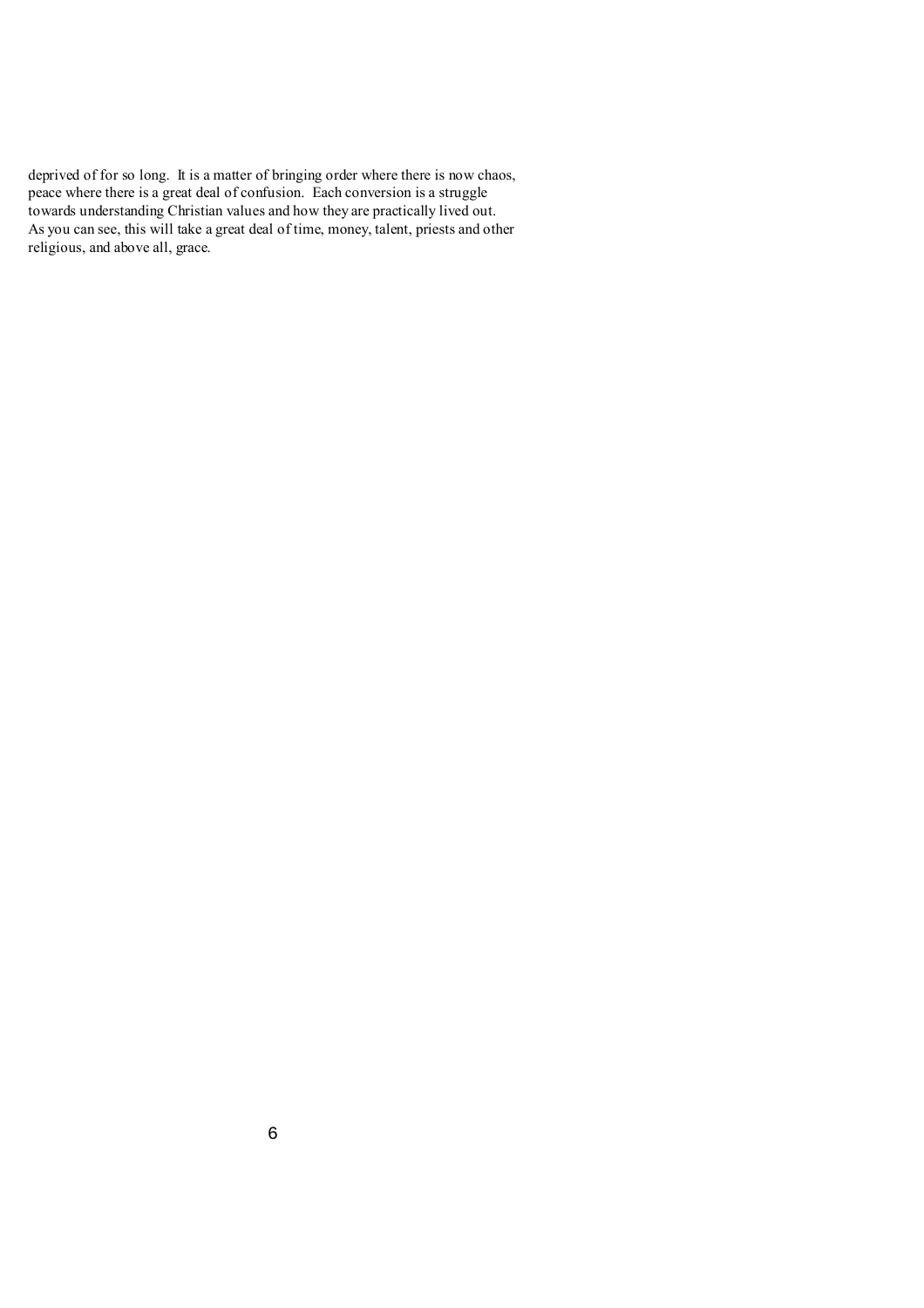deprived of for so long. It is a matter of bringing order where there is now chaos, peace where there is a great deal of confusion. Each conversion is a struggle towards understanding Christian values and how they are practically lived out. As you can see, this will take a great deal of time, money, talent, priests and other religious, and above all, grace.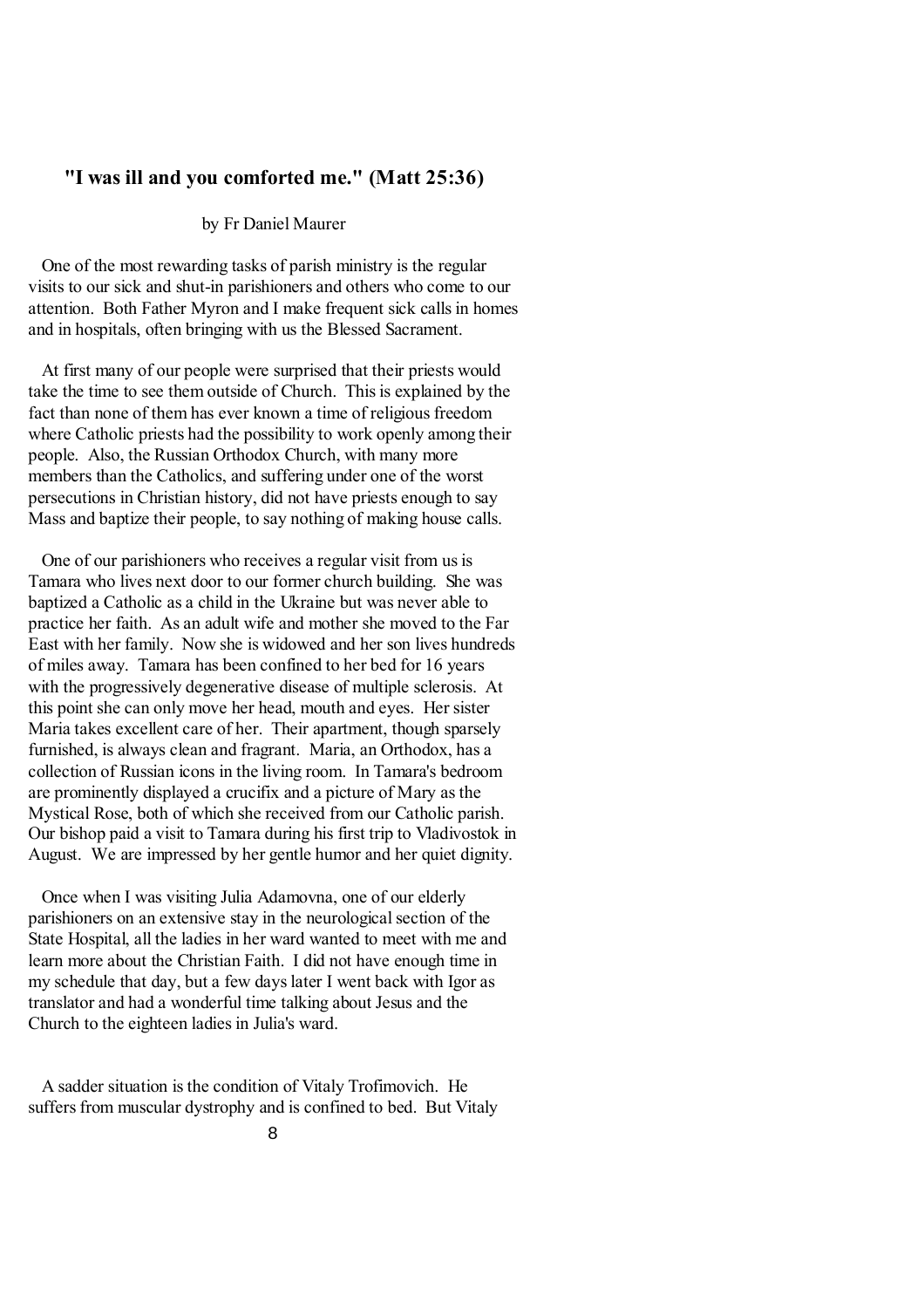## "I was ill and you comforted me." (Matt 25:36)

by Fr Daniel Maurer

One of the most rewarding tasks of parish ministry is the regular visits to our sick and shut-in parishioners and others who come to our attention. Both Father Myron and I make frequent sick calls in homes and in hospitals, often bringing with us the Blessed Sacrament.

At first many of our people were surprised that their priests would take the time to see them outside of Church. This is explained by the fact than none of them has ever known a time of religious freedom where Catholic priests had the possibility to work openly among their people. Also, the Russian Orthodox Church, with many more members than the Catholics, and suffering under one of the worst persecutions in Christian history, did not have priests enough to say Mass and baptize their people, to say nothing of making house calls.

One of our parishioners who receives a regular visit from us is Tamara who lives next door to our former church building. She was baptized a Catholic as a child in the Ukraine but was never able to practice her faith. As an adult wife and mother she moved to the Far East with her family. Now she is widowed and her son lives hundreds of miles away. Tamara has been confined to her bed for 16 years with the progressively degenerative disease of multiple sclerosis. At this point she can only move her head, mouth and eyes. Her sister Maria takes excellent care of her. Their apartment, though sparsely furnished, is always clean and fragrant. Maria, an Orthodox, has a collection of Russian icons in the living room. In Tamara's bedroom are prominently displayed a crucifix and a picture of Mary as the Mystical Rose, both of which she received from our Catholic parish. Our bishop paid a visit to Tamara during his first trip to Vladivostok in August. We are impressed by her gentle humor and her quiet dignity.

Once when I was visiting Julia Adamovna, one of our elderly parishioners on an extensive stay in the neurological section of the State Hospital, all the ladies in her ward wanted to meet with me and learn more about the Christian Faith. I did not have enough time in my schedule that day, but a few days later I went back with Igor as translator and had a wonderful time talking about Jesus and the Church to the eighteen ladies in Julia's ward.

A sadder situation is the condition of Vitaly Trofimovich. He suffers from muscular dystrophy and is confined to bed. But Vitaly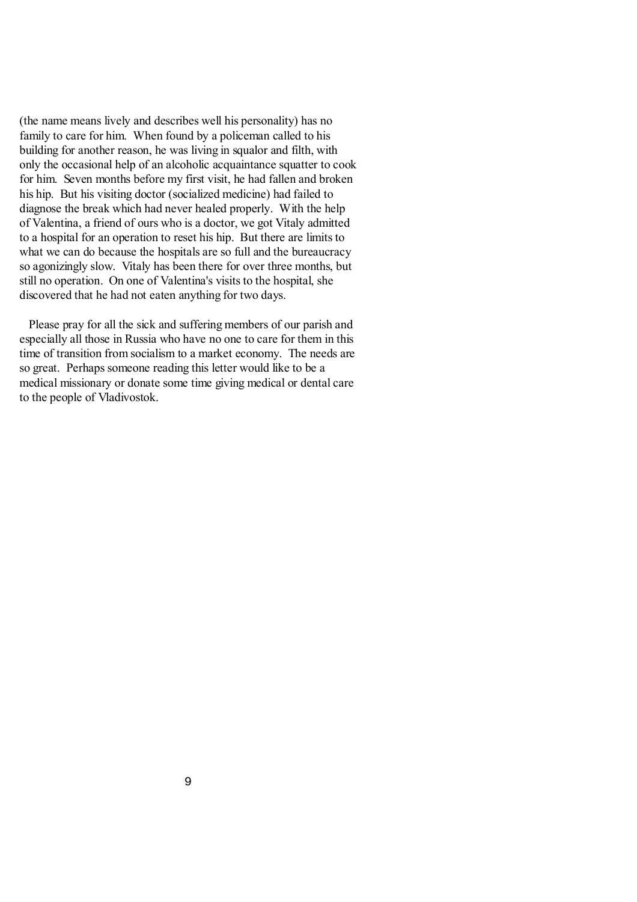(the name means lively and describes well his personality) has no family to care for him. When found by a policeman called to his building for another reason, he was living in squalor and filth, with only the occasional help of an alcoholic acquaintance squatter to cook for him. Seven months before my first visit, he had fallen and broken his hip. But his visiting doctor (socialized medicine) had failed to diagnose the break which had never healed properly. With the help of Valentina, a friend of ours who is a doctor, we got Vitaly admitted to a hospital for an operation to reset his hip. But there are limits to what we can do because the hospitals are so full and the bureaucracy so agonizingly slow. Vitaly has been there for over three months, but still no operation. On one of Valentina's visits to the hospital, she discovered that he had not eaten anything for two days.

Please pray for all the sick and suffering members of our parish and especially all those in Russia who have no one to care for them in this time of transition from socialism to a market economy. The needs are so great. Perhaps someone reading this letter would like to be a medical missionary or donate some time giving medical or dental care to the people of Vladivostok.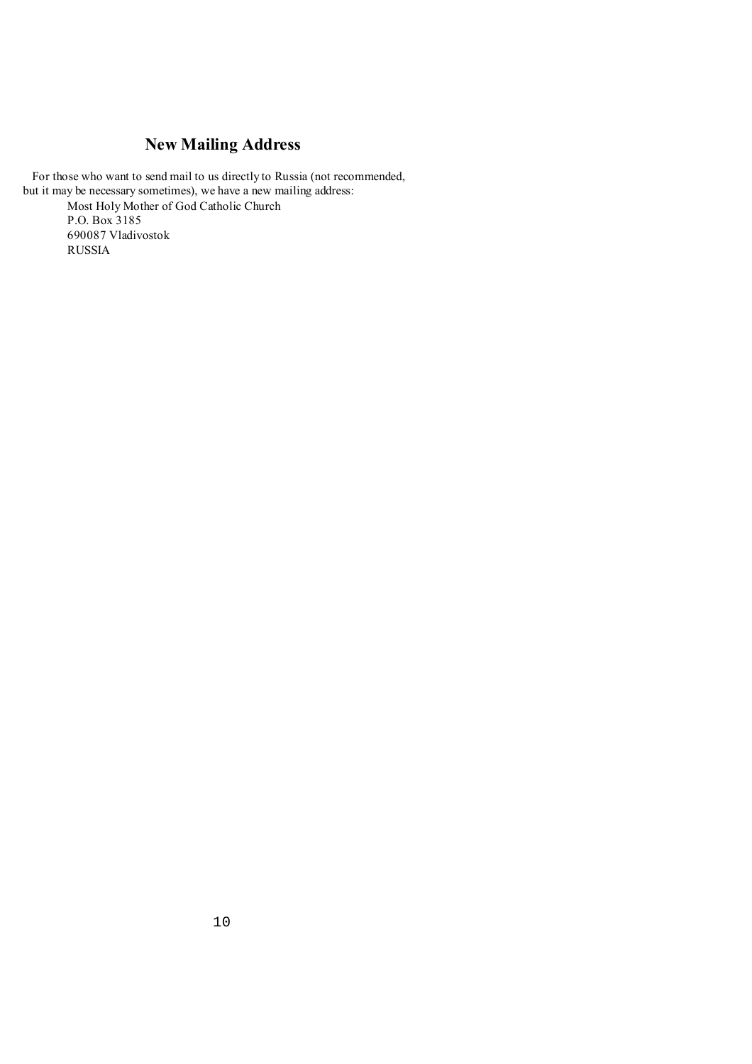## New Mailing Address

For those who want to send mail to us directly to Russia (not recommended, but it may be necessary sometimes), we have a new mailing address:

Most Holy Mother of God Catholic Church  
P.O. Box 3185  
690087 Vladivostok  
RUSSIA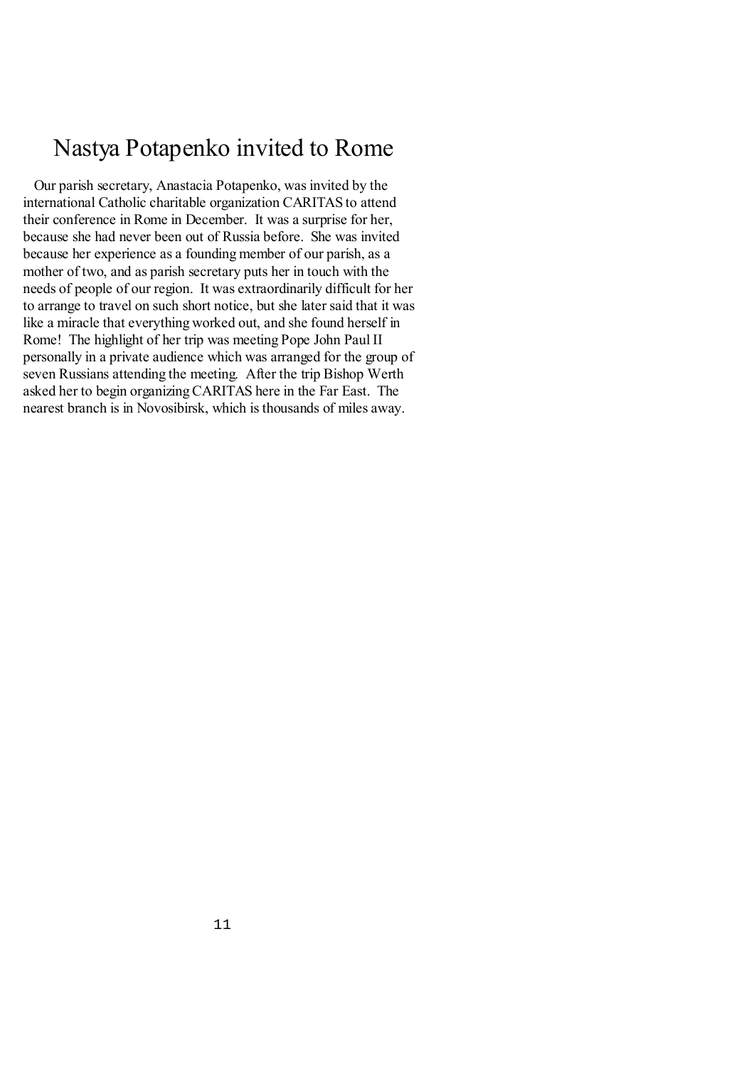# Nastya Potapenko invited to Rome

Our parish secretary, Anastacia Potapenko, was invited by the international Catholic charitable organization CARITAS to attend their conference in Rome in December. It was a surprise for her, because she had never been out of Russia before. She was invited because her experience as a founding member of our parish, as a mother of two, and as parish secretary puts her in touch with the needs of people of our region. It was extraordinarily difficult for her to arrange to travel on such short notice, but she later said that it was like a miracle that everything worked out, and she found herself in Rome! The highlight of her trip was meeting Pope John Paul II personally in a private audience which was arranged for the group of seven Russians attending the meeting. After the trip Bishop Werth asked her to begin organizing CARITAS here in the Far East. The nearest branch is in Novosibirsk, which is thousands of miles away.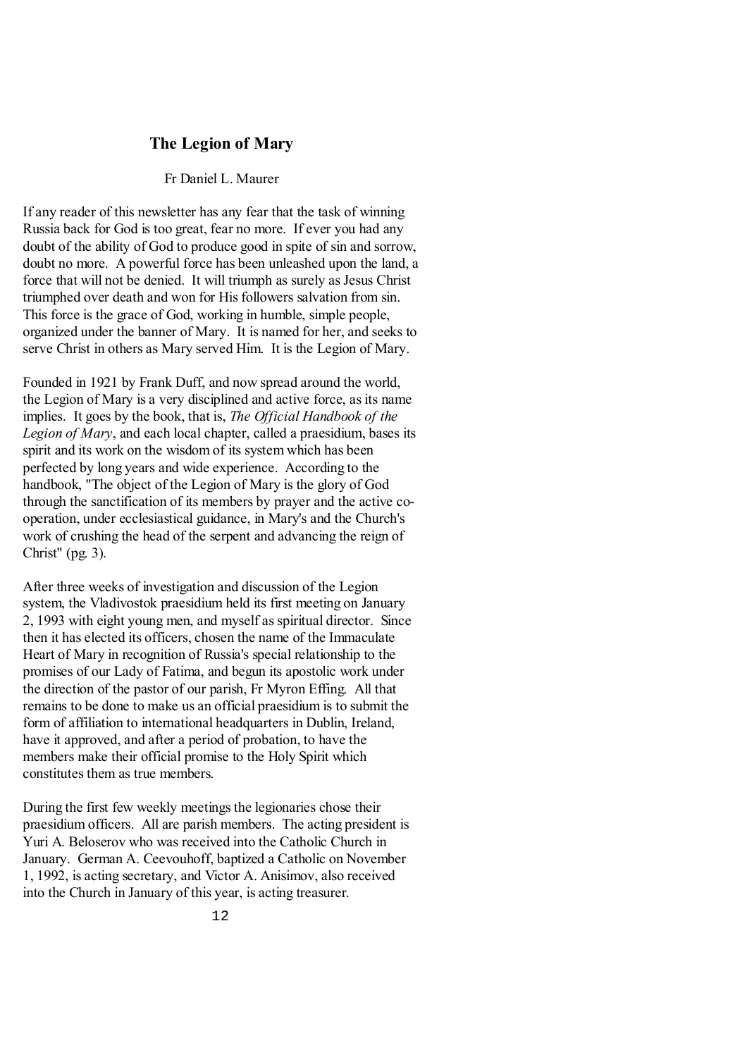## The Legion of Mary

Fr Daniel L. Maurer

If any reader of this newsletter has any fear that the task of winning Russia back for God is too great, fear no more. If ever you had any doubt of the ability of God to produce good in spite of sin and sorrow, doubt no more. A powerful force has been unleashed upon the land, a force that will not be denied. It will triumph as surely as Jesus Christ triumphed over death and won for His followers salvation from sin. This force is the grace of God, working in humble, simple people, organized under the banner of Mary. It is named for her, and seeks to serve Christ in others as Mary served Him. It is the Legion of Mary.

Founded in 1921 by Frank Duff, and now spread around the world, the Legion of Mary is a very disciplined and active force, as its name implies. It goes by the book, that is, *The Official Handbook of the Legion of Mary*, and each local chapter, called a praesidium, bases its spirit and its work on the wisdom of its system which has been perfected by long years and wide experience. According to the handbook, "The object of the Legion of Mary is the glory of God through the sanctification of its members by prayer and the active co-operation, under ecclesiastical guidance, in Mary's and the Church's work of crushing the head of the serpent and advancing the reign of Christ" (pg. 3).

After three weeks of investigation and discussion of the Legion system, the Vladivostok praesidium held its first meeting on January 2, 1993 with eight young men, and myself as spiritual director. Since then it has elected its officers, chosen the name of the Immaculate Heart of Mary in recognition of Russia's special relationship to the promises of our Lady of Fatima, and begun its apostolic work under the direction of the pastor of our parish, Fr Myron Effing. All that remains to be done to make us an official praesidium is to submit the form of affiliation to international headquarters in Dublin, Ireland, have it approved, and after a period of probation, to have the members make their official promise to the Holy Spirit which constitutes them as true members.

During the first few weekly meetings the legionaries chose their praesidium officers. All are parish members. The acting president is Yuri A. Beloserov who was received into the Catholic Church in January. German A. Ceevouhoff, baptized a Catholic on November 1, 1992, is acting secretary, and Victor A. Anisimov, also received into the Church in January of this year, is acting treasurer.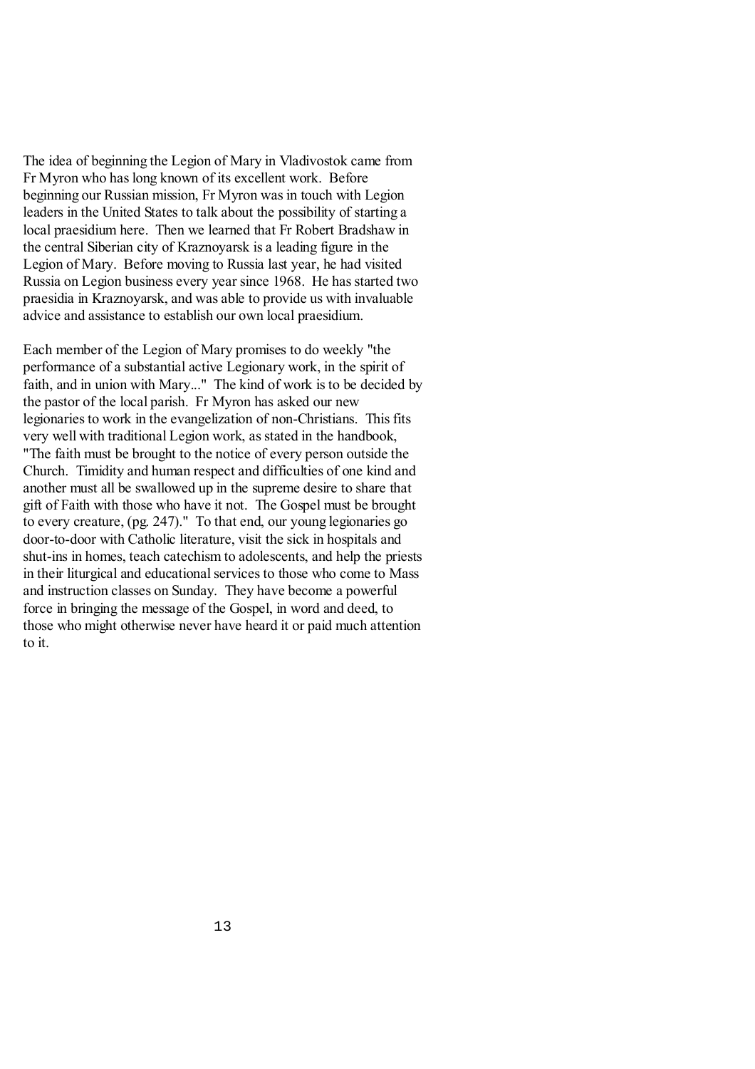The idea of beginning the Legion of Mary in Vladivostok came from Fr Myron who has long known of its excellent work. Before beginning our Russian mission, Fr Myron was in touch with Legion leaders in the United States to talk about the possibility of starting a local praesidium here. Then we learned that Fr Robert Bradshaw in the central Siberian city of Kraznoyarsk is a leading figure in the Legion of Mary. Before moving to Russia last year, he had visited Russia on Legion business every year since 1968. He has started two praesidia in Kraznoyarsk, and was able to provide us with invaluable advice and assistance to establish our own local praesidium.

Each member of the Legion of Mary promises to do weekly "the performance of a substantial active Legionary work, in the spirit of faith, and in union with Mary..." The kind of work is to be decided by the pastor of the local parish. Fr Myron has asked our new legionaries to work in the evangelization of non-Christians. This fits very well with traditional Legion work, as stated in the handbook, "The faith must be brought to the notice of every person outside the Church. Timidity and human respect and difficulties of one kind and another must all be swallowed up in the supreme desire to share that gift of Faith with those who have it not. The Gospel must be brought to every creature, (pg. 247)." To that end, our young legionaries go door-to-door with Catholic literature, visit the sick in hospitals and shut-ins in homes, teach catechism to adolescents, and help the priests in their liturgical and educational services to those who come to Mass and instruction classes on Sunday. They have become a powerful force in bringing the message of the Gospel, in word and deed, to those who might otherwise never have heard it or paid much attention to it.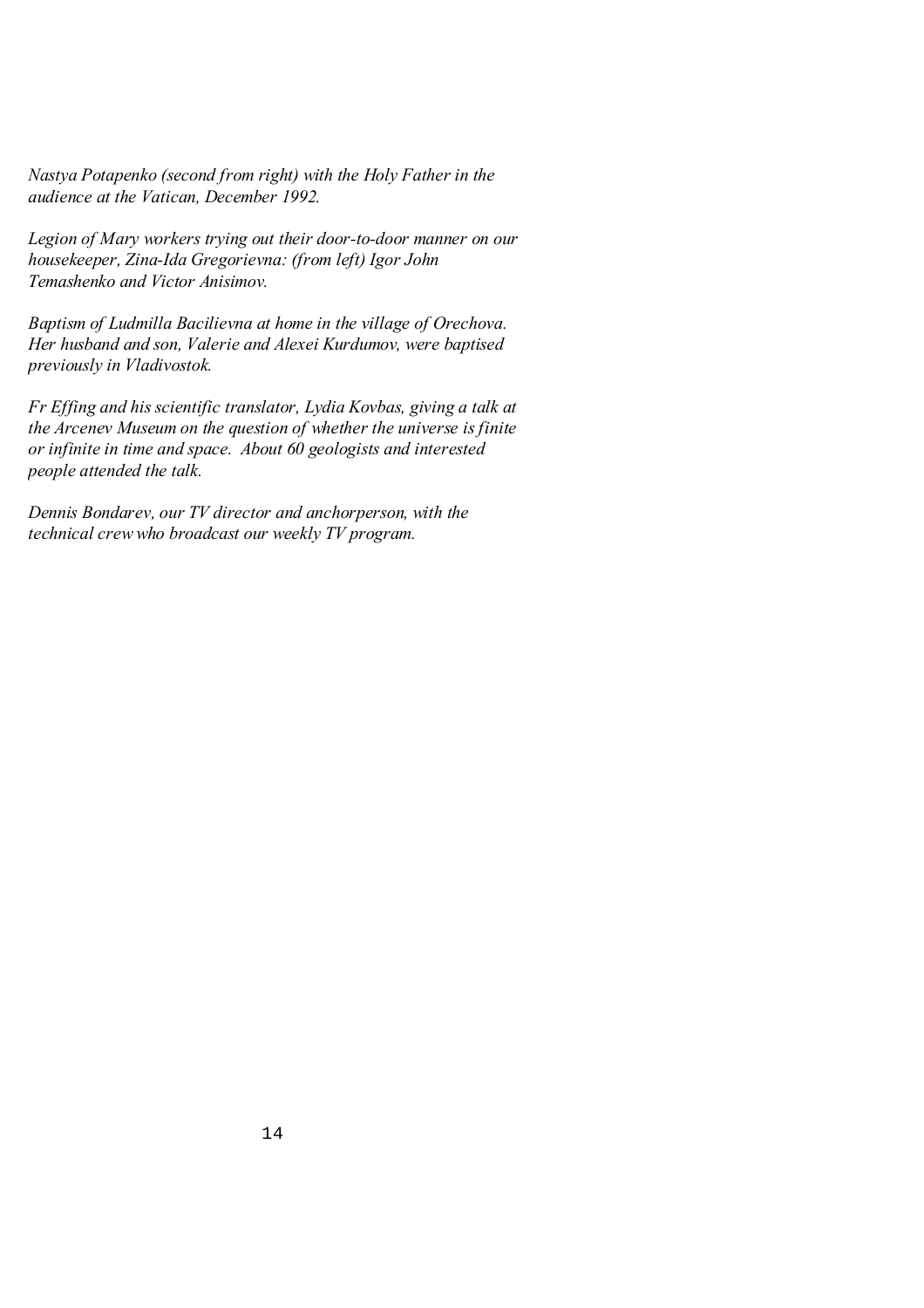*Nastya Potapenko (second from right) with the Holy Father in the audience at the Vatican, December 1992.*

*Legion of Mary workers trying out their door-to-door manner on our housekeeper, Zina-Ida Gregorievna: (from left) Igor John Temashenko and Victor Anisimov.*

*Baptism of Ludmilla Bacilievna at home in the village of Orechova. Her husband and son, Valerie and Alexei Kurdumov, were baptised previously in Vladivostok.*

*Fr Effing and his scientific translator, Lydia Kovbas, giving a talk at the Arcenev Museum on the question of whether the universe is finite or infinite in time and space. About 60 geologists and interested people attended the talk.*

*Dennis Bondarev, our TV director and anchorperson, with the technical crew who broadcast our weekly TV program.*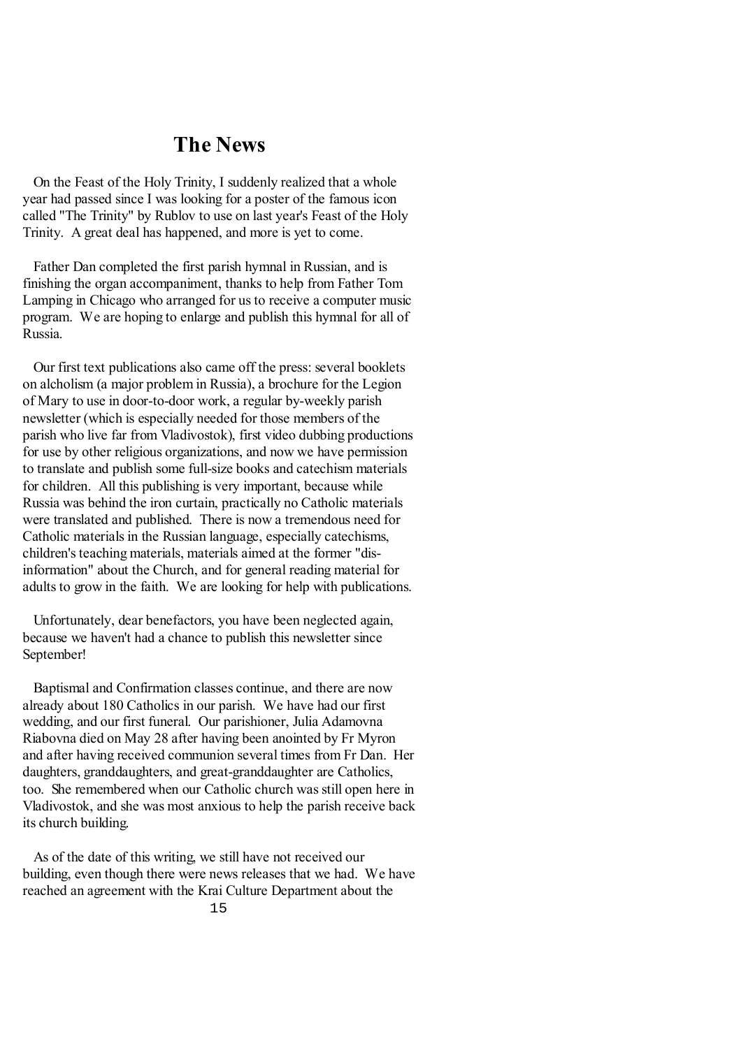# The News

On the Feast of the Holy Trinity, I suddenly realized that a whole year had passed since I was looking for a poster of the famous icon called "The Trinity" by Rublov to use on last year's Feast of the Holy Trinity. A great deal has happened, and more is yet to come.

Father Dan completed the first parish hymnal in Russian, and is finishing the organ accompaniment, thanks to help from Father Tom Lamping in Chicago who arranged for us to receive a computer music program. We are hoping to enlarge and publish this hymnal for all of Russia.

Our first text publications also came off the press: several booklets on alcholism (a major problem in Russia), a brochure for the Legion of Mary to use in door-to-door work, a regular by-weekly parish newsletter (which is especially needed for those members of the parish who live far from Vladivostok), first video dubbing productions for use by other religious organizations, and now we have permission to translate and publish some full-size books and catechism materials for children. All this publishing is very important, because while Russia was behind the iron curtain, practically no Catholic materials were translated and published. There is now a tremendous need for Catholic materials in the Russian language, especially catechisms, children's teaching materials, materials aimed at the former "dis-information" about the Church, and for general reading material for adults to grow in the faith. We are looking for help with publications.

Unfortunately, dear benefactors, you have been neglected again, because we haven't had a chance to publish this newsletter since September!

Baptismal and Confirmation classes continue, and there are now already about 180 Catholics in our parish. We have had our first wedding, and our first funeral. Our parishioner, Julia Adamovna Riabovna died on May 28 after having been anointed by Fr Myron and after having received communion several times from Fr Dan. Her daughters, granddaughters, and great-granddaughter are Catholics, too. She remembered when our Catholic church was still open here in Vladivostok, and she was most anxious to help the parish receive back its church building.

As of the date of this writing, we still have not received our building, even though there were news releases that we had. We have reached an agreement with the Krai Culture Department about the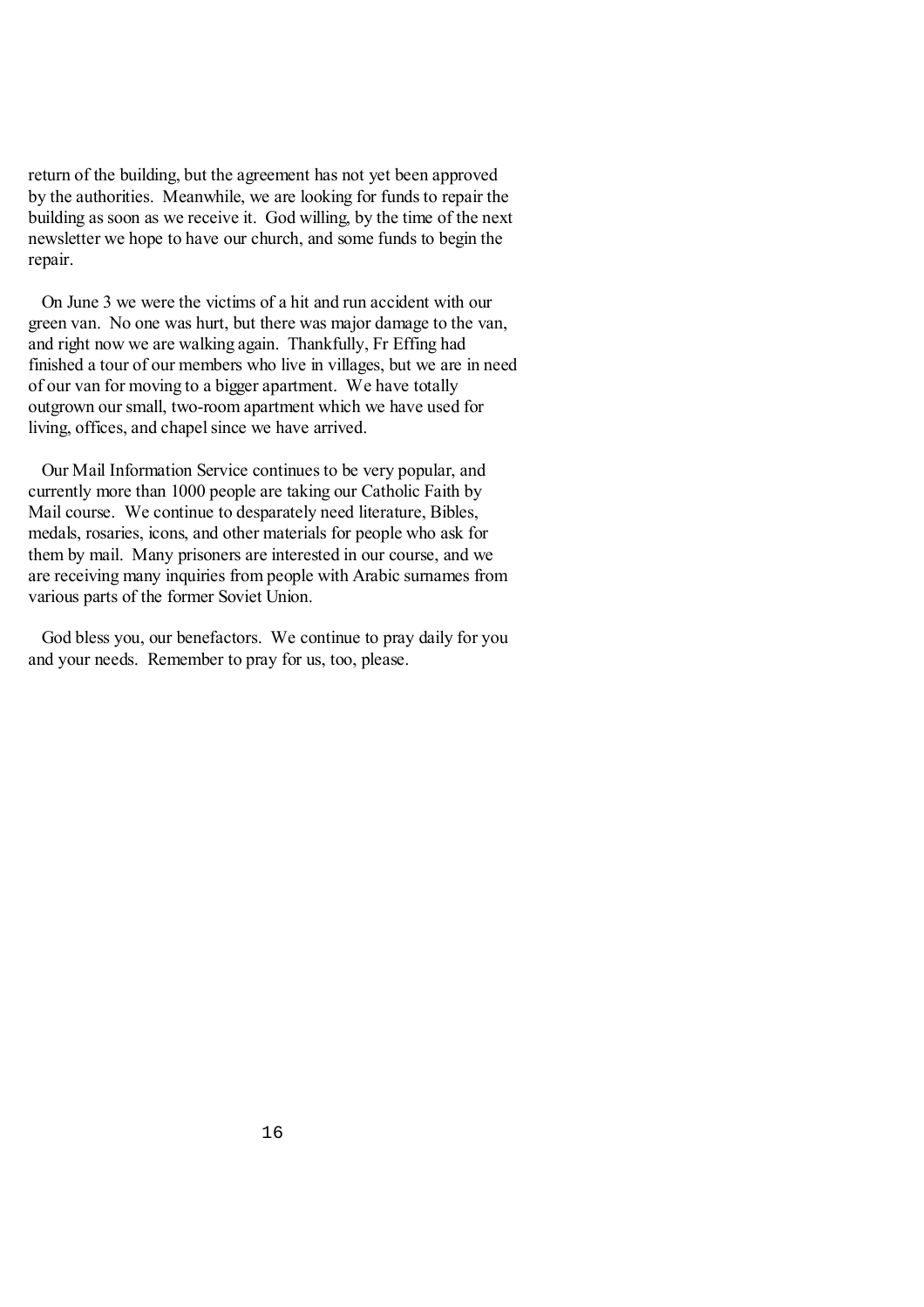return of the building, but the agreement has not yet been approved by the authorities. Meanwhile, we are looking for funds to repair the building as soon as we receive it. God willing, by the time of the next newsletter we hope to have our church, and some funds to begin the repair.

On June 3 we were the victims of a hit and run accident with our green van. No one was hurt, but there was major damage to the van, and right now we are walking again. Thankfully, Fr Effing had finished a tour of our members who live in villages, but we are in need of our van for moving to a bigger apartment. We have totally outgrown our small, two-room apartment which we have used for living, offices, and chapel since we have arrived.

Our Mail Information Service continues to be very popular, and currently more than 1000 people are taking our Catholic Faith by Mail course. We continue to desparately need literature, Bibles, medals, rosaries, icons, and other materials for people who ask for them by mail. Many prisoners are interested in our course, and we are receiving many inquiries from people with Arabic surnames from various parts of the former Soviet Union.

God bless you, our benefactors. We continue to pray daily for you and your needs. Remember to pray for us, too, please.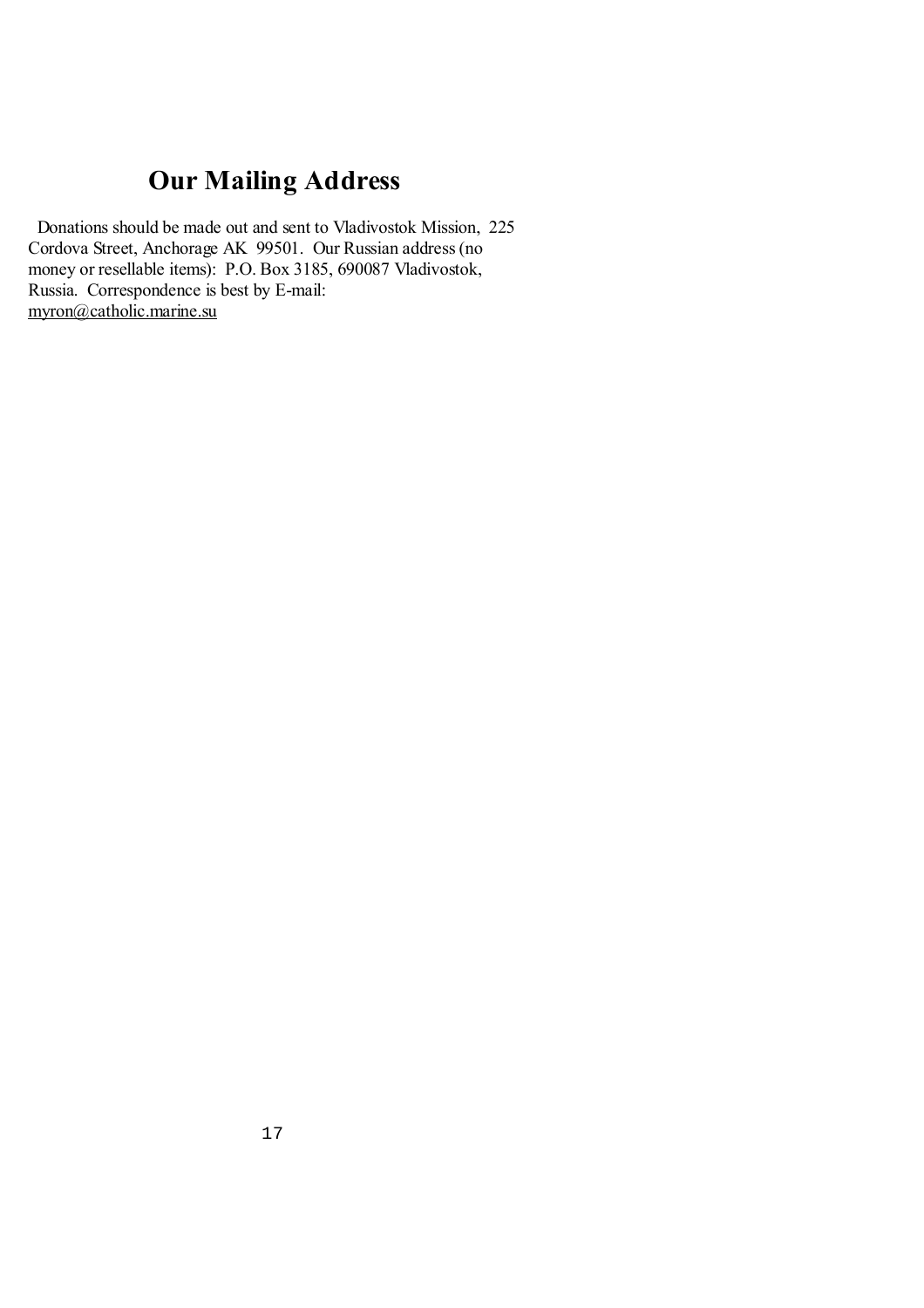## Our Mailing Address

Donations should be made out and sent to Vladivostok Mission, 225 Cordova Street, Anchorage AK 99501. Our Russian address (no money or resellable items): P.O. Box 3185, 690087 Vladivostok, Russia. Correspondence is best by E-mail: myron@catholic.marine.su